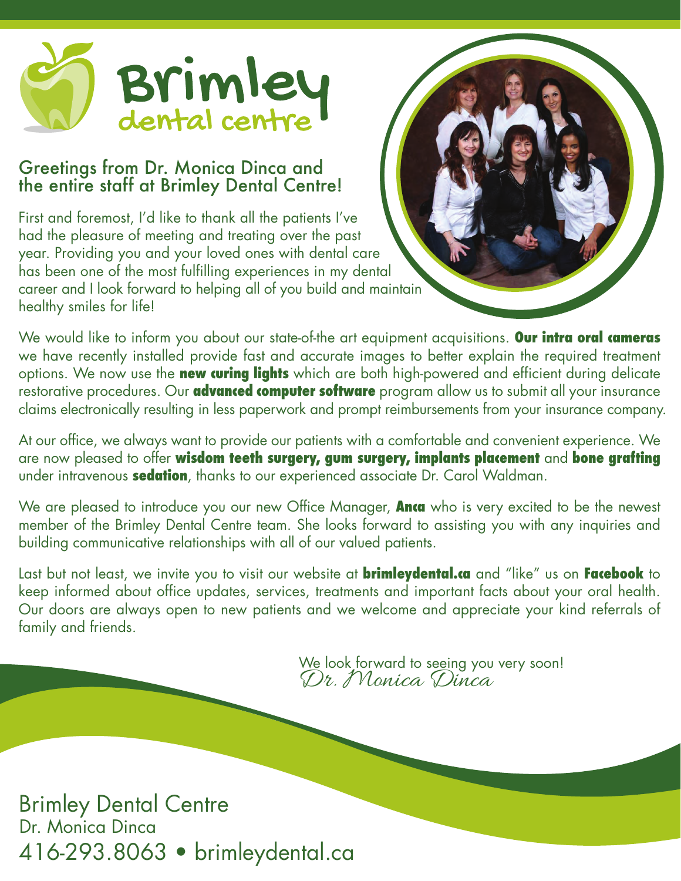# Brimley dental centre

## Greetings from Dr. Monica Dinca and the entire staff at Brimley Dental Centre!

First and foremost, I'd like to thank all the patients I've had the pleasure of meeting and treating over the past year. Providing you and your loved ones with dental care has been one of the most fulfilling experiences in my dental career and I look forward to helping all of you build and maintain healthy smiles for life!

We would like to inform you about our state-of-the art equipment acquisitions. **Our intra oral cameras** we have recently installed provide fast and accurate images to better explain the required treatment options. We now use the **new curing lights** which are both high-powered and efficient during delicate restorative procedures. Our **advanced computer software** program allow us to submit all your insurance claims electronically resulting in less paperwork and prompt reimbursements from your insurance company.

At our office, we always want to provide our patients with a comfortable and convenient experience. We are now pleased to offer **wisdom teeth surgery, gum surgery, implants placement** and **bone grafting** under intravenous **sedation**, thanks to our experienced associate Dr. Carol Waldman.

We are pleased to introduce you our new Office Manager, **Anca** who is very excited to be the newest member of the Brimley Dental Centre team. She looks forward to assisting you with any inquiries and building communicative relationships with all of our valued patients.

Last but not least, we invite you to visit our website at **brimleydental.ca** and "like" us on **Facebook** to keep informed about office updates, services, treatments and important facts about your oral health. Our doors are always open to new patients and we welcome and appreciate your kind referrals of family and friends.

We look forward to seeing you very soon!
*Dr. Monica Dinca*

Brimley Dental Centre
Dr. Monica Dinca
416-293.8063 • brimleydental.ca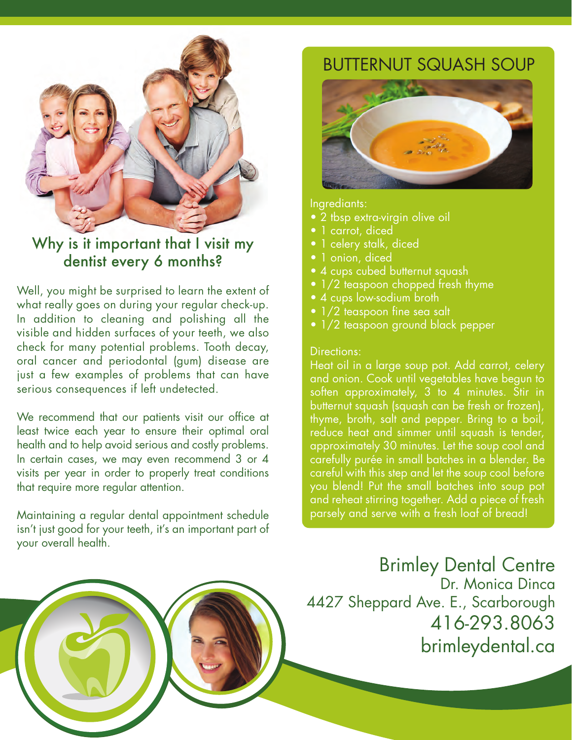## Why is it important that I visit my dentist every 6 months?

Well, you might be surprised to learn the extent of what really goes on during your regular check-up. In addition to cleaning and polishing all the visible and hidden surfaces of your teeth, we also check for many potential problems. Tooth decay, oral cancer and periodontal (gum) disease are just a few examples of problems that can have serious consequences if left undetected.

We recommend that our patients visit our office at least twice each year to ensure their optimal oral health and to help avoid serious and costly problems. In certain cases, we may even recommend 3 or 4 visits per year in order to properly treat conditions that require more regular attention.

Maintaining a regular dental appointment schedule isn't just good for your teeth, it's an important part of your overall health.

## BUTTERNUT SQUASH SOUP

Ingrediants:

- 2 tbsp extra-virgin olive oil
- 1 carrot, diced
- 1 celery stalk, diced
- 1 onion, diced
- 4 cups cubed butternut squash
- 1/2 teaspoon chopped fresh thyme
- 4 cups low-sodium broth
- 1/2 teaspoon fine sea salt
- 1/2 teaspoon ground black pepper

Directions:

Heat oil in a large soup pot. Add carrot, celery and onion. Cook until vegetables have begun to soften approximately, 3 to 4 minutes. Stir in butternut squash (squash can be fresh or frozen), thyme, broth, salt and pepper. Bring to a boil, reduce heat and simmer until squash is tender, approximately 30 minutes. Let the soup cool and carefully purée in small batches in a blender. Be careful with this step and let the soup cool before you blend! Put the small batches into soup pot and reheat stirring together. Add a piece of fresh parsely and serve with a fresh loaf of bread!

Brimley Dental Centre
Dr. Monica Dinca
4427 Sheppard Ave. E., Scarborough
416-293.8063
brimleydental.ca